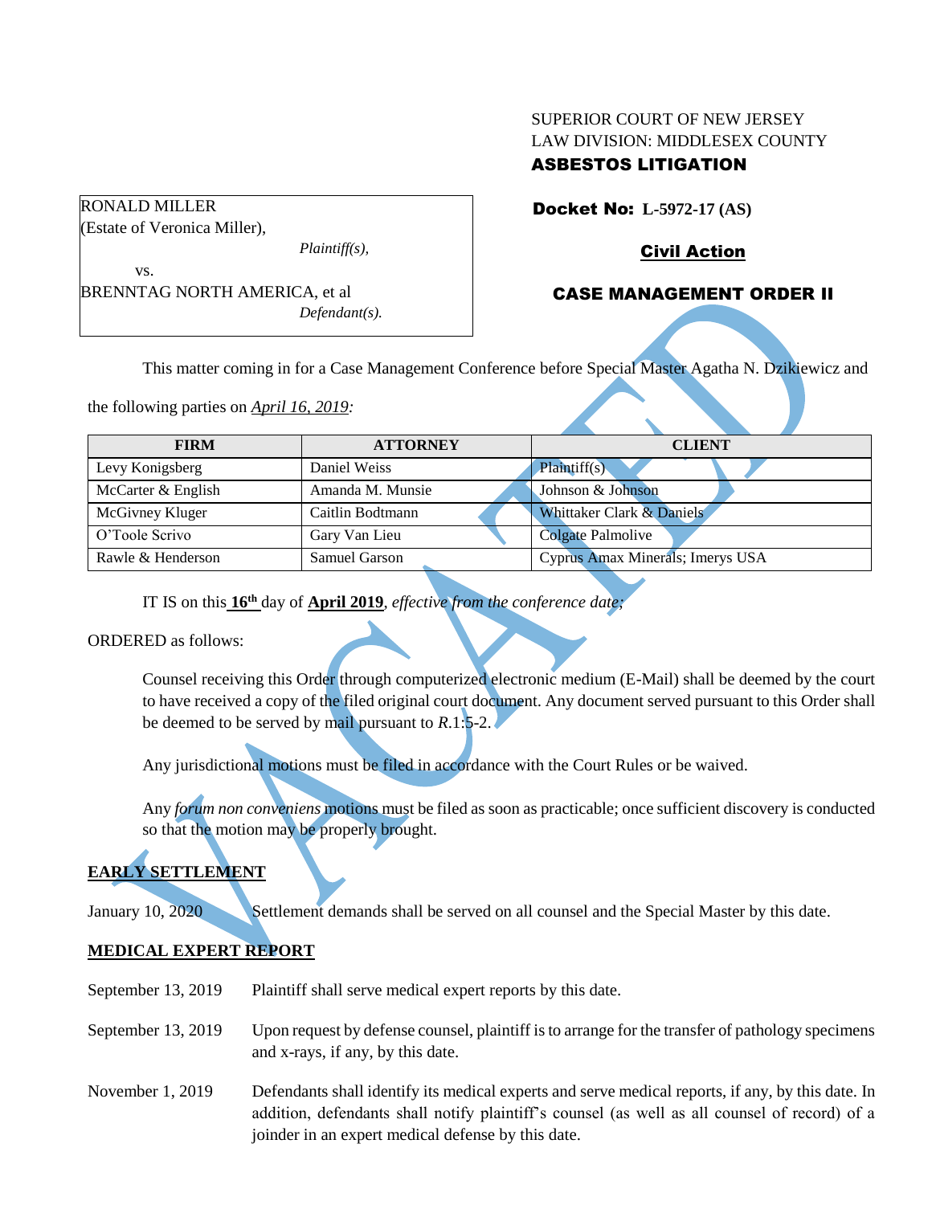SUPERIOR COURT OF NEW JERSEY
LAW DIVISION: MIDDLESEX COUNTY
**ASBESTOS LITIGATION**

RONALD MILLER
(Estate of Veronica Miller),
*Plaintiff(s),*

vs.

BRENNTAG NORTH AMERICA, et al
*Defendant(s).*

**Docket No: L-5972-17 (AS)**

**Civil Action**

**CASE MANAGEMENT ORDER II**

VACATED

This matter coming in for a Case Management Conference before Special Master Agatha N. Dzikiewicz and the following parties on *April 16, 2019:*

| FIRM | ATTORNEY | CLIENT |
|---|---|---|
| Levy Konigsberg | Daniel Weiss | Plaintiff(s) |
| McCarter & English | Amanda M. Munsie | Johnson & Johnson |
| McGivney Kluger | Caitlin Bodtmann | Whittaker Clark & Daniels |
| O'Toole Scrivo | Gary Van Lieu | Colgate Palmolive |
| Rawle & Henderson | Samuel Garson | Cyprus Amax Minerals; Imerys USA |

IT IS on this **16th** day of **April 2019**, *effective from the conference date;*

ORDERED as follows:

Counsel receiving this Order through computerized electronic medium (E-Mail) shall be deemed by the court to have received a copy of the filed original court document. Any document served pursuant to this Order shall be deemed to be served by mail pursuant to *R*.1:5-2.

Any jurisdictional motions must be filed in accordance with the Court Rules or be waived.

Any *forum non conveniens* motions must be filed as soon as practicable; once sufficient discovery is conducted so that the motion may be properly brought.

**EARLY SETTLEMENT**

January 10, 2020 Settlement demands shall be served on all counsel and the Special Master by this date.

**MEDICAL EXPERT REPORT**

September 13, 2019 Plaintiff shall serve medical expert reports by this date.

September 13, 2019 Upon request by defense counsel, plaintiff is to arrange for the transfer of pathology specimens and x-rays, if any, by this date.

November 1, 2019 Defendants shall identify its medical experts and serve medical reports, if any, by this date. In addition, defendants shall notify plaintiff's counsel (as well as all counsel of record) of a joinder in an expert medical defense by this date.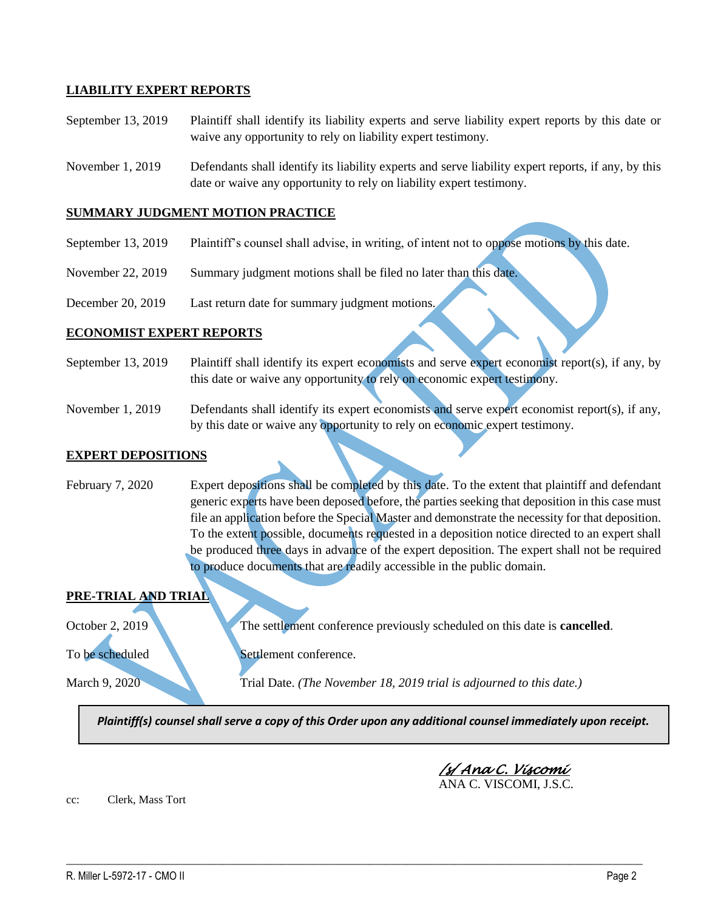**LIABILITY EXPERT REPORTS**

| | |
|---|---|
| September 13, 2019 | Plaintiff shall identify its liability experts and serve liability expert reports by this date or waive any opportunity to rely on liability expert testimony. |
| November 1, 2019 | Defendants shall identify its liability experts and serve liability expert reports, if any, by this date or waive any opportunity to rely on liability expert testimony. |

**SUMMARY JUDGMENT MOTION PRACTICE**

| | |
|---|---|
| September 13, 2019 | Plaintiff's counsel shall advise, in writing, of intent not to oppose motions by this date. |
| November 22, 2019 | Summary judgment motions shall be filed no later than this date. |
| December 20, 2019 | Last return date for summary judgment motions. |

**ECONOMIST EXPERT REPORTS**

| | |
|---|---|
| September 13, 2019 | Plaintiff shall identify its expert economists and serve expert economist report(s), if any, by this date or waive any opportunity to rely on economic expert testimony. |
| November 1, 2019 | Defendants shall identify its expert economists and serve expert economist report(s), if any, by this date or waive any opportunity to rely on economic expert testimony. |

**EXPERT DEPOSITIONS**

| | |
|---|---|
| February 7, 2020 | Expert depositions shall be completed by this date. To the extent that plaintiff and defendant generic experts have been deposed before, the parties seeking that deposition in this case must file an application before the Special Master and demonstrate the necessity for that deposition. To the extent possible, documents requested in a deposition notice directed to an expert shall be produced three days in advance of the expert deposition. The expert shall not be required to produce documents that are readily accessible in the public domain. |

**PRE-TRIAL AND TRIAL**

| | |
|---|---|
| October 2, 2019 | The settlement conference previously scheduled on this date is **cancelled**. |
| To be scheduled | Settlement conference. |
| March 9, 2020 | Trial Date. *(The November 18, 2019 trial is adjourned to this date.)* |

***Plaintiff(s) counsel shall serve a copy of this Order upon any additional counsel immediately upon receipt.***

/s/ Ana C. Viscomi
ANA C. VISCOMI, J.S.C.

cc: Clerk, Mass Tort

R. Miller L-5972-17 - CMO II